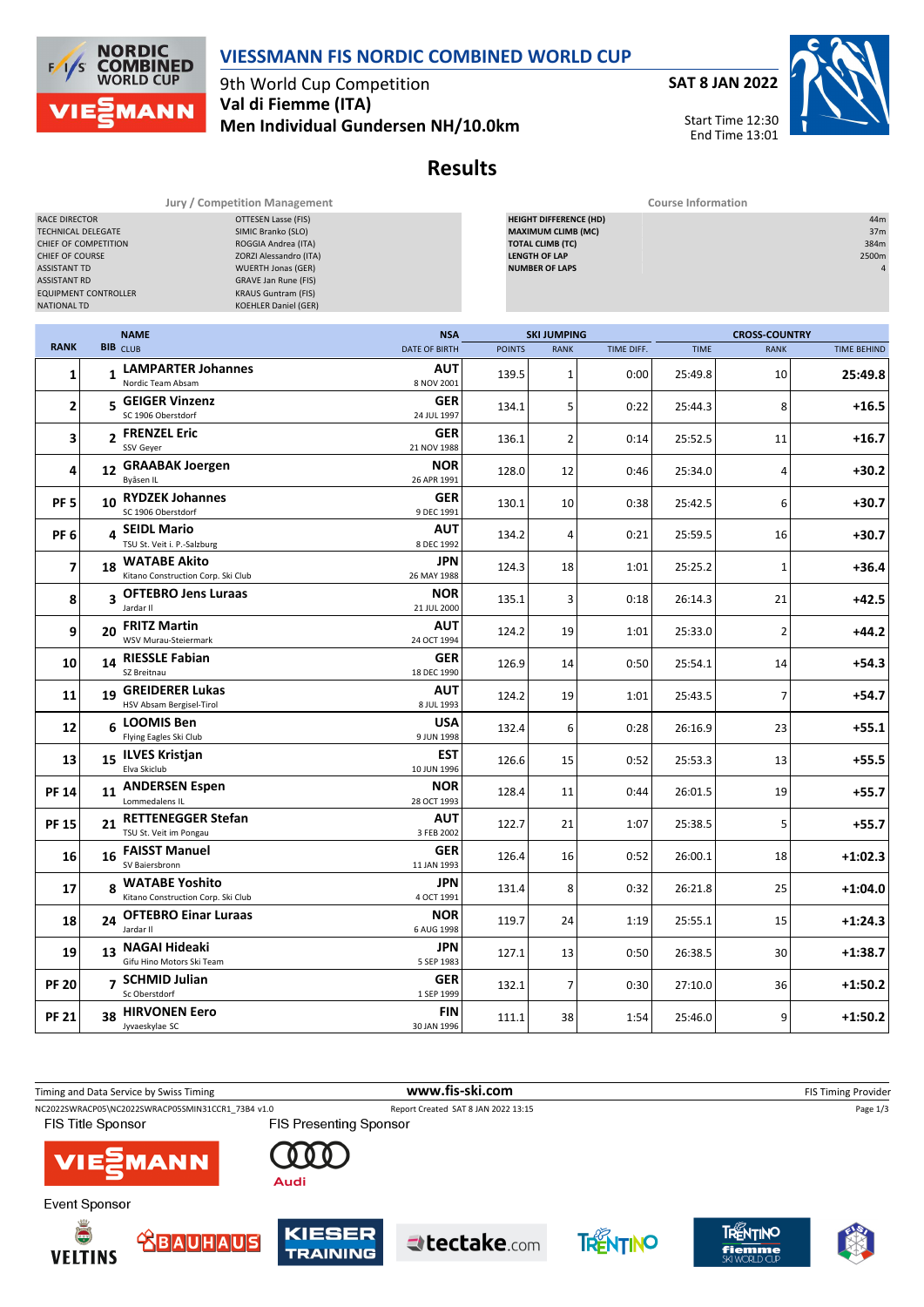# VIESSMANN FIS NORDIC COMBINED WORLD CUP

9th World Cup Competition
**Val di Fiemme (ITA)**
**Men Individual Gundersen NH/10.0km**

**SAT 8 JAN 2022**
Start Time 12:30
End Time 13:01

## Results

**Jury / Competition Management**

| | |
|---|---|
| RACE DIRECTOR | OTTESEN Lasse (FIS) |
| TECHNICAL DELEGATE | SIMIC Branko (SLO) |
| CHIEF OF COMPETITION | ROGGIA Andrea (ITA) |
| CHIEF OF COURSE | ZORZI Alessandro (ITA) |
| ASSISTANT TD | WUERTH Jonas (GER) |
| ASSISTANT RD | GRAVE Jan Rune (FIS) |
| EQUIPMENT CONTROLLER | KRAUS Guntram (FIS) |
| NATIONAL TD | KOEHLER Daniel (GER) |

**Course Information**

| | |
|---|---|
| HEIGHT DIFFERENCE (HD) | 44m |
| MAXIMUM CLIMB (MC) | 37m |
| TOTAL CLIMB (TC) | 384m |
| LENGTH OF LAP | 2500m |
| NUMBER OF LAPS | 4 |

| RANK | BIB | NAME / CLUB | NSA / DATE OF BIRTH | SKI JUMPING POINTS | SKI JUMPING RANK | SKI JUMPING TIME DIFF. | CROSS-COUNTRY TIME | CROSS-COUNTRY RANK | CROSS-COUNTRY TIME BEHIND |
|---|---|---|---|---|---|---|---|---|---|
| 1 | 1 | **LAMPARTER Johannes** Nordic Team Absam | **AUT** 8 NOV 2001 | 139.5 | 1 | 0:00 | 25:49.8 | 10 | **25:49.8** |
| 2 | 5 | **GEIGER Vinzenz** SC 1906 Oberstdorf | **GER** 24 JUL 1997 | 134.1 | 5 | 0:22 | 25:44.3 | 8 | **+16.5** |
| 3 | 2 | **FRENZEL Eric** SSV Geyer | **GER** 21 NOV 1988 | 136.1 | 2 | 0:14 | 25:52.5 | 11 | **+16.7** |
| 4 | 12 | **GRAABAK Joergen** Byåsen IL | **NOR** 26 APR 1991 | 128.0 | 12 | 0:46 | 25:34.0 | 4 | **+30.2** |
| PF 5 | 10 | **RYDZEK Johannes** SC 1906 Oberstdorf | **GER** 9 DEC 1991 | 130.1 | 10 | 0:38 | 25:42.5 | 6 | **+30.7** |
| PF 6 | 4 | **SEIDL Mario** TSU St. Veit i. P.-Salzburg | **AUT** 8 DEC 1992 | 134.2 | 4 | 0:21 | 25:59.5 | 16 | **+30.7** |
| 7 | 18 | **WATABE Akito** Kitano Construction Corp. Ski Club | **JPN** 26 MAY 1988 | 124.3 | 18 | 1:01 | 25:25.2 | 1 | **+36.4** |
| 8 | 3 | **OFTEBRO Jens Luraas** Jardar Il | **NOR** 21 JUL 2000 | 135.1 | 3 | 0:18 | 26:14.3 | 21 | **+42.5** |
| 9 | 20 | **FRITZ Martin** WSV Murau-Steiermark | **AUT** 24 OCT 1994 | 124.2 | 19 | 1:01 | 25:33.0 | 2 | **+44.2** |
| 10 | 14 | **RIESSLE Fabian** SZ Breitnau | **GER** 18 DEC 1990 | 126.9 | 14 | 0:50 | 25:54.1 | 14 | **+54.3** |
| 11 | 19 | **GREIDERER Lukas** HSV Absam Bergisel-Tirol | **AUT** 8 JUL 1993 | 124.2 | 19 | 1:01 | 25:43.5 | 7 | **+54.7** |
| 12 | 6 | **LOOMIS Ben** Flying Eagles Ski Club | **USA** 9 JUN 1998 | 132.4 | 6 | 0:28 | 26:16.9 | 23 | **+55.1** |
| 13 | 15 | **ILVES Kristjan** Elva Skiclub | **EST** 10 JUN 1996 | 126.6 | 15 | 0:52 | 25:53.3 | 13 | **+55.5** |
| PF 14 | 11 | **ANDERSEN Espen** Lommedalens IL | **NOR** 28 OCT 1993 | 128.4 | 11 | 0:44 | 26:01.5 | 19 | **+55.7** |
| PF 15 | 21 | **RETTENEGGER Stefan** TSU St. Veit im Pongau | **AUT** 3 FEB 2002 | 122.7 | 21 | 1:07 | 25:38.5 | 5 | **+55.7** |
| 16 | 16 | **FAISST Manuel** SV Baiersbronn | **GER** 11 JAN 1993 | 126.4 | 16 | 0:52 | 26:00.1 | 18 | **+1:02.3** |
| 17 | 8 | **WATABE Yoshito** Kitano Construction Corp. Ski Club | **JPN** 4 OCT 1991 | 131.4 | 8 | 0:32 | 26:21.8 | 25 | **+1:04.0** |
| 18 | 24 | **OFTEBRO Einar Luraas** Jardar Il | **NOR** 6 AUG 1998 | 119.7 | 24 | 1:19 | 25:55.1 | 15 | **+1:24.3** |
| 19 | 13 | **NAGAI Hideaki** Gifu Hino Motors Ski Team | **JPN** 5 SEP 1983 | 127.1 | 13 | 0:50 | 26:38.5 | 30 | **+1:38.7** |
| PF 20 | 7 | **SCHMID Julian** Sc Oberstdorf | **GER** 1 SEP 1999 | 132.1 | 7 | 0:30 | 27:10.0 | 36 | **+1:50.2** |
| PF 21 | 38 | **HIRVONEN Eero** Jyvaeskylae SC | **FIN** 30 JAN 1996 | 111.1 | 38 | 1:54 | 25:46.0 | 9 | **+1:50.2** |

Timing and Data Service by Swiss Timing — www.fis-ski.com — FIS Timing Provider
NC2022SWRACP05\NC2022SWRACP05SMIN31CCR1_73B4 v1.0 — Report Created SAT 8 JAN 2022 13:15

FIS Title Sponsor — FIS Presenting Sponsor — Event Sponsor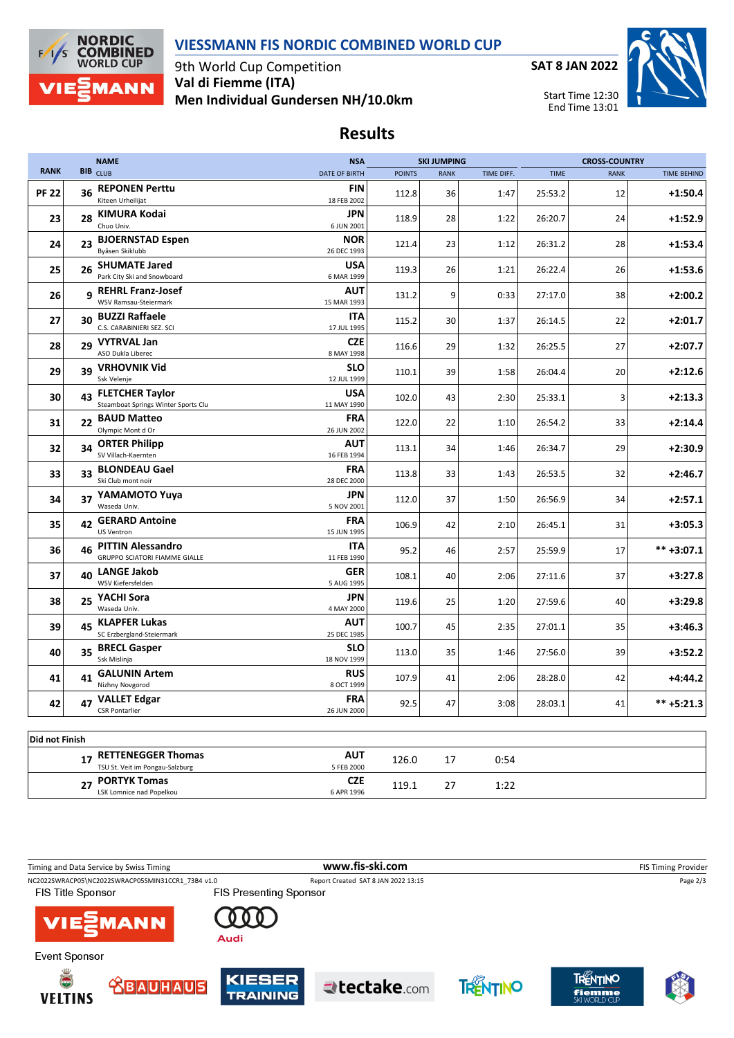# VIESSMANN FIS NORDIC COMBINED WORLD CUP

9th World Cup Competition
**Val di Fiemme (ITA)**
**Men Individual Gundersen NH/10.0km**

**SAT 8 JAN 2022**

Start Time 12:30
End Time 13:01

## Results

| RANK | BIB | NAME / CLUB | NSA / DATE OF BIRTH | SKI JUMPING POINTS | SKI JUMPING RANK | SKI JUMPING TIME DIFF. | CROSS-COUNTRY TIME | CROSS-COUNTRY RANK | CROSS-COUNTRY TIME BEHIND |
|---|---|---|---|---|---|---|---|---|---|
| PF 22 | 36 | **REPONEN Perttu** Kiteen Urheilijat | FIN 18 FEB 2002 | 112.8 | 36 | 1:47 | 25:53.2 | 12 | +1:50.4 |
| 23 | 28 | **KIMURA Kodai** Chuo Univ. | JPN 6 JUN 2001 | 118.9 | 28 | 1:22 | 26:20.7 | 24 | +1:52.9 |
| 24 | 23 | **BJOERNSTAD Espen** Byåsen Skiklubb | NOR 26 DEC 1993 | 121.4 | 23 | 1:12 | 26:31.2 | 28 | +1:53.4 |
| 25 | 26 | **SHUMATE Jared** Park City Ski and Snowboard | USA 6 MAR 1999 | 119.3 | 26 | 1:21 | 26:22.4 | 26 | +1:53.6 |
| 26 | 9 | **REHRL Franz-Josef** WSV Ramsau-Steiermark | AUT 15 MAR 1993 | 131.2 | 9 | 0:33 | 27:17.0 | 38 | +2:00.2 |
| 27 | 30 | **BUZZI Raffaele** C.S. CARABINIERI SEZ. SCI | ITA 17 JUL 1995 | 115.2 | 30 | 1:37 | 26:14.5 | 22 | +2:01.7 |
| 28 | 29 | **VYTRVAL Jan** ASO Dukla Liberec | CZE 8 MAY 1998 | 116.6 | 29 | 1:32 | 26:25.5 | 27 | +2:07.7 |
| 29 | 39 | **VRHOVNIK Vid** Ssk Velenje | SLO 12 JUL 1999 | 110.1 | 39 | 1:58 | 26:04.4 | 20 | +2:12.6 |
| 30 | 43 | **FLETCHER Taylor** Steamboat Springs Winter Sports Clu | USA 11 MAY 1990 | 102.0 | 43 | 2:30 | 25:33.1 | 3 | +2:13.3 |
| 31 | 22 | **BAUD Matteo** Olympic Mont d Or | FRA 26 JUN 2002 | 122.0 | 22 | 1:10 | 26:54.2 | 33 | +2:14.4 |
| 32 | 34 | **ORTER Philipp** SV Villach-Kaernten | AUT 16 FEB 1994 | 113.1 | 34 | 1:46 | 26:34.7 | 29 | +2:30.9 |
| 33 | 33 | **BLONDEAU Gael** Ski Club mont noir | FRA 28 DEC 2000 | 113.8 | 33 | 1:43 | 26:53.5 | 32 | +2:46.7 |
| 34 | 37 | **YAMAMOTO Yuya** Waseda Univ. | JPN 5 NOV 2001 | 112.0 | 37 | 1:50 | 26:56.9 | 34 | +2:57.1 |
| 35 | 42 | **GERARD Antoine** US Ventron | FRA 15 JUN 1995 | 106.9 | 42 | 2:10 | 26:45.1 | 31 | +3:05.3 |
| 36 | 46 | **PITTIN Alessandro** GRUPPO SCIATORI FIAMME GIALLE | ITA 11 FEB 1990 | 95.2 | 46 | 2:57 | 25:59.9 | 17 | ** +3:07.1 |
| 37 | 40 | **LANGE Jakob** WSV Kiefersfelden | GER 5 AUG 1995 | 108.1 | 40 | 2:06 | 27:11.6 | 37 | +3:27.8 |
| 38 | 25 | **YACHI Sora** Waseda Univ. | JPN 4 MAY 2000 | 119.6 | 25 | 1:20 | 27:59.6 | 40 | +3:29.8 |
| 39 | 45 | **KLAPFER Lukas** SC Erzbergland-Steiermark | AUT 25 DEC 1985 | 100.7 | 45 | 2:35 | 27:01.1 | 35 | +3:46.3 |
| 40 | 35 | **BRECL Gasper** Ssk Mislinja | SLO 18 NOV 1999 | 113.0 | 35 | 1:46 | 27:56.0 | 39 | +3:52.2 |
| 41 | 41 | **GALUNIN Artem** Nizhny Novgorod | RUS 8 OCT 1999 | 107.9 | 41 | 2:06 | 28:28.0 | 42 | +4:44.2 |
| 42 | 47 | **VALLET Edgar** CSR Pontarlier | FRA 26 JUN 2000 | 92.5 | 47 | 3:08 | 28:03.1 | 41 | ** +5:21.3 |

**Did not Finish**

| BIB | NAME / CLUB | NSA / DATE OF BIRTH | POINTS | RANK | TIME DIFF. |
|---|---|---|---|---|---|
| 17 | **RETTENEGGER Thomas** TSU St. Veit im Pongau-Salzburg | AUT 5 FEB 2000 | 126.0 | 17 | 0:54 |
| 27 | **PORTYK Tomas** LSK Lomnice nad Popelkou | CZE 6 APR 1996 | 119.1 | 27 | 1:22 |

Timing and Data Service by Swiss Timing | www.fis-ski.com | FIS Timing Provider

NC2022SWRACP05\NC2022SWRACP05SMIN31CCR1_73B4 v1.0 | Report Created SAT 8 JAN 2022 13:15

FIS Title Sponsor: VIESSMANN | FIS Presenting Sponsor: Audi

Event Sponsor: VELTINS, BAUHAUS, KIESER TRAINING, tectake.com, TRENTINO, TRENTINO fiemme SKI WORLD CUP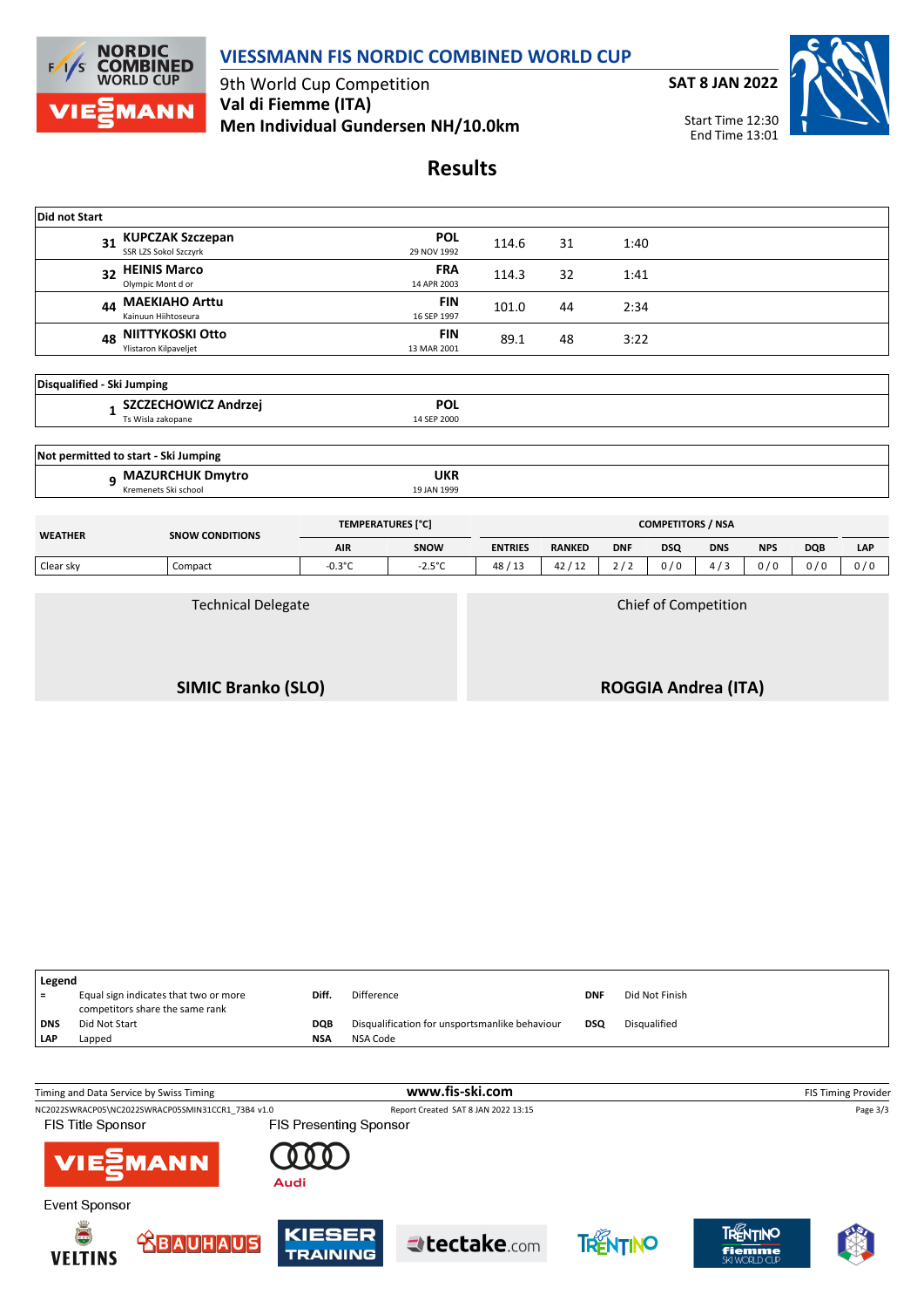# VIESSMANN FIS NORDIC COMBINED WORLD CUP

9th World Cup Competition
**Val di Fiemme (ITA)**
**Men Individual Gundersen NH/10.0km**

**SAT 8 JAN 2022**

Start Time 12:30
End Time 13:01

## Results

**Did not Start**

| | | | | | | |
|---|---|---|---|---|---|---|
| 31 | **KUPCZAK Szczepan** SSR LZS Sokol Szczyrk | **POL** 29 NOV 1992 | 114.6 | 31 | 1:40 |
| 32 | **HEINIS Marco** Olympic Mont d or | **FRA** 14 APR 2003 | 114.3 | 32 | 1:41 |
| 44 | **MAEKIAHO Arttu** Kainuun Hiihtoseura | **FIN** 16 SEP 1997 | 101.0 | 44 | 2:34 |
| 48 | **NIITTYKOSKI Otto** Ylistaron Kilpaveljet | **FIN** 13 MAR 2001 | 89.1 | 48 | 3:22 |

**Disqualified - Ski Jumping**

| | | |
|---|---|---|
| 1 | **SZCZECHOWICZ Andrzej** Ts Wisla zakopane | **POL** 14 SEP 2000 |

**Not permitted to start - Ski Jumping**

| | | |
|---|---|---|
| 9 | **MAZURCHUK Dmytro** Kremenets Ski school | **UKR** 19 JAN 1999 |

| WEATHER | SNOW CONDITIONS | TEMPERATURES [°C] | | COMPETITORS / NSA | | | | | | | |
|---|---|---|---|---|---|---|---|---|---|---|---|
| | | AIR | SNOW | ENTRIES | RANKED | DNF | DSQ | DNS | NPS | DQB | LAP |
| Clear sky | Compact | -0.3°C | -2.5°C | 48 / 13 | 42 / 12 | 2 / 2 | 0 / 0 | 4 / 3 | 0 / 0 | 0 / 0 | 0 / 0 |

| Technical Delegate | Chief of Competition |
|---|---|
| **SIMIC Branko (SLO)** | **ROGGIA Andrea (ITA)** |

**Legend**

| | | | | | |
|---|---|---|---|---|---|
| = | Equal sign indicates that two or more competitors share the same rank | Diff. | Difference | DNF | Did Not Finish |
| DNS | Did Not Start | DQB | Disqualification for unsportsmanlike behaviour | DSQ | Disqualified |
| LAP | Lapped | NSA | NSA Code | | |

Timing and Data Service by Swiss Timing
www.fis-ski.com
FIS Timing Provider
NC2022SWRACP05\NC2022SWRACP05SMIN31CCR1_73B4 v1.0
Report Created SAT 8 JAN 2022 13:15

FIS Title Sponsor
FIS Presenting Sponsor
Event Sponsor